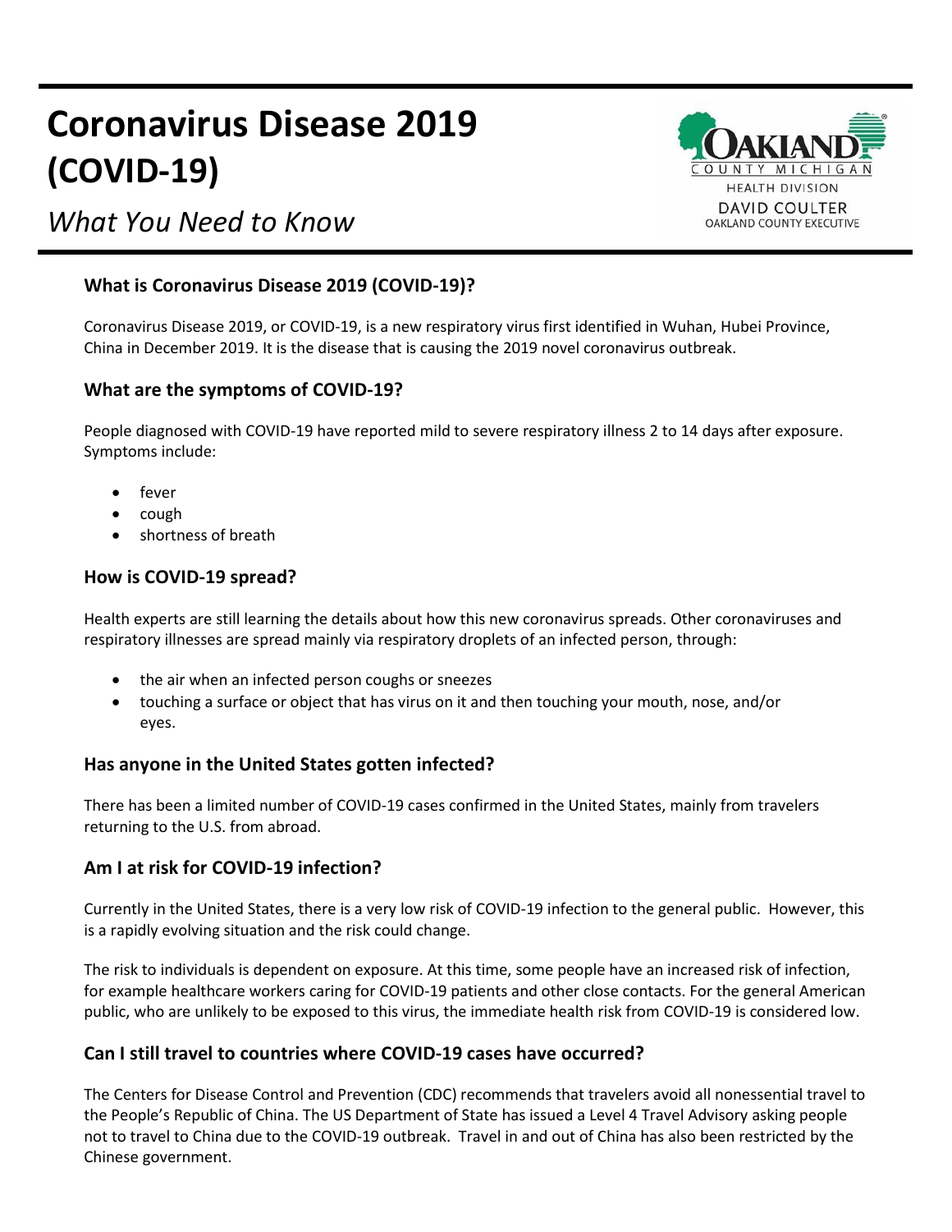# Coronavirus Disease 2019 (COVID-19)

*What You Need to Know*

OAKLAND COUNTY MICHIGAN
HEALTH DIVISION
DAVID COULTER
OAKLAND COUNTY EXECUTIVE

## What is Coronavirus Disease 2019 (COVID-19)?

Coronavirus Disease 2019, or COVID-19, is a new respiratory virus first identified in Wuhan, Hubei Province, China in December 2019. It is the disease that is causing the 2019 novel coronavirus outbreak.

## What are the symptoms of COVID-19?

People diagnosed with COVID-19 have reported mild to severe respiratory illness 2 to 14 days after exposure. Symptoms include:

- fever
- cough
- shortness of breath

## How is COVID-19 spread?

Health experts are still learning the details about how this new coronavirus spreads. Other coronaviruses and respiratory illnesses are spread mainly via respiratory droplets of an infected person, through:

- the air when an infected person coughs or sneezes
- touching a surface or object that has virus on it and then touching your mouth, nose, and/or eyes.

## Has anyone in the United States gotten infected?

There has been a limited number of COVID-19 cases confirmed in the United States, mainly from travelers returning to the U.S. from abroad.

## Am I at risk for COVID-19 infection?

Currently in the United States, there is a very low risk of COVID-19 infection to the general public. However, this is a rapidly evolving situation and the risk could change.

The risk to individuals is dependent on exposure. At this time, some people have an increased risk of infection, for example healthcare workers caring for COVID-19 patients and other close contacts. For the general American public, who are unlikely to be exposed to this virus, the immediate health risk from COVID-19 is considered low.

## Can I still travel to countries where COVID-19 cases have occurred?

The Centers for Disease Control and Prevention (CDC) recommends that travelers avoid all nonessential travel to the People's Republic of China. The US Department of State has issued a Level 4 Travel Advisory asking people not to travel to China due to the COVID-19 outbreak. Travel in and out of China has also been restricted by the Chinese government.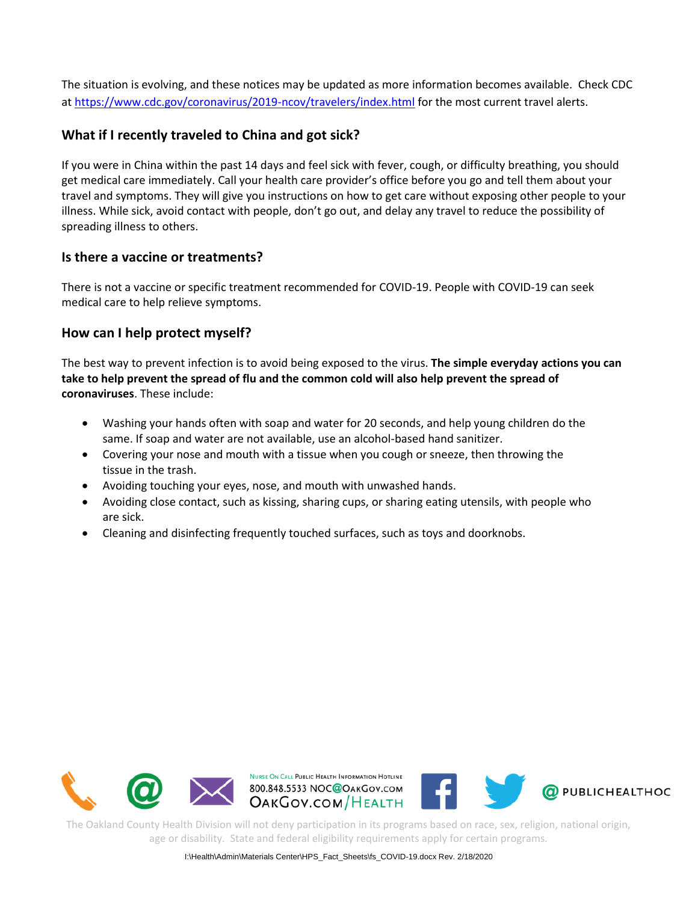The situation is evolving, and these notices may be updated as more information becomes available. Check CDC at https://www.cdc.gov/coronavirus/2019-ncov/travelers/index.html for the most current travel alerts.

## What if I recently traveled to China and got sick?

If you were in China within the past 14 days and feel sick with fever, cough, or difficulty breathing, you should get medical care immediately. Call your health care provider's office before you go and tell them about your travel and symptoms. They will give you instructions on how to get care without exposing other people to your illness. While sick, avoid contact with people, don't go out, and delay any travel to reduce the possibility of spreading illness to others.

## Is there a vaccine or treatments?

There is not a vaccine or specific treatment recommended for COVID-19. People with COVID-19 can seek medical care to help relieve symptoms.

## How can I help protect myself?

The best way to prevent infection is to avoid being exposed to the virus. **The simple everyday actions you can take to help prevent the spread of flu and the common cold will also help prevent the spread of coronaviruses**. These include:

- Washing your hands often with soap and water for 20 seconds, and help young children do the same. If soap and water are not available, use an alcohol-based hand sanitizer.
- Covering your nose and mouth with a tissue when you cough or sneeze, then throwing the tissue in the trash.
- Avoiding touching your eyes, nose, and mouth with unwashed hands.
- Avoiding close contact, such as kissing, sharing cups, or sharing eating utensils, with people who are sick.
- Cleaning and disinfecting frequently touched surfaces, such as toys and doorknobs.

Nurse On Call Public Health Information Hotline
800.848.5533 NOC@OakGov.com
OakGov.com/Health

@PUBLICHEALTHOC

The Oakland County Health Division will not deny participation in its programs based on race, sex, religion, national origin, age or disability. State and federal eligibility requirements apply for certain programs.

I:\Health\Admin\Materials Center\HPS_Fact_Sheets\fs_COVID-19.docx Rev. 2/18/2020